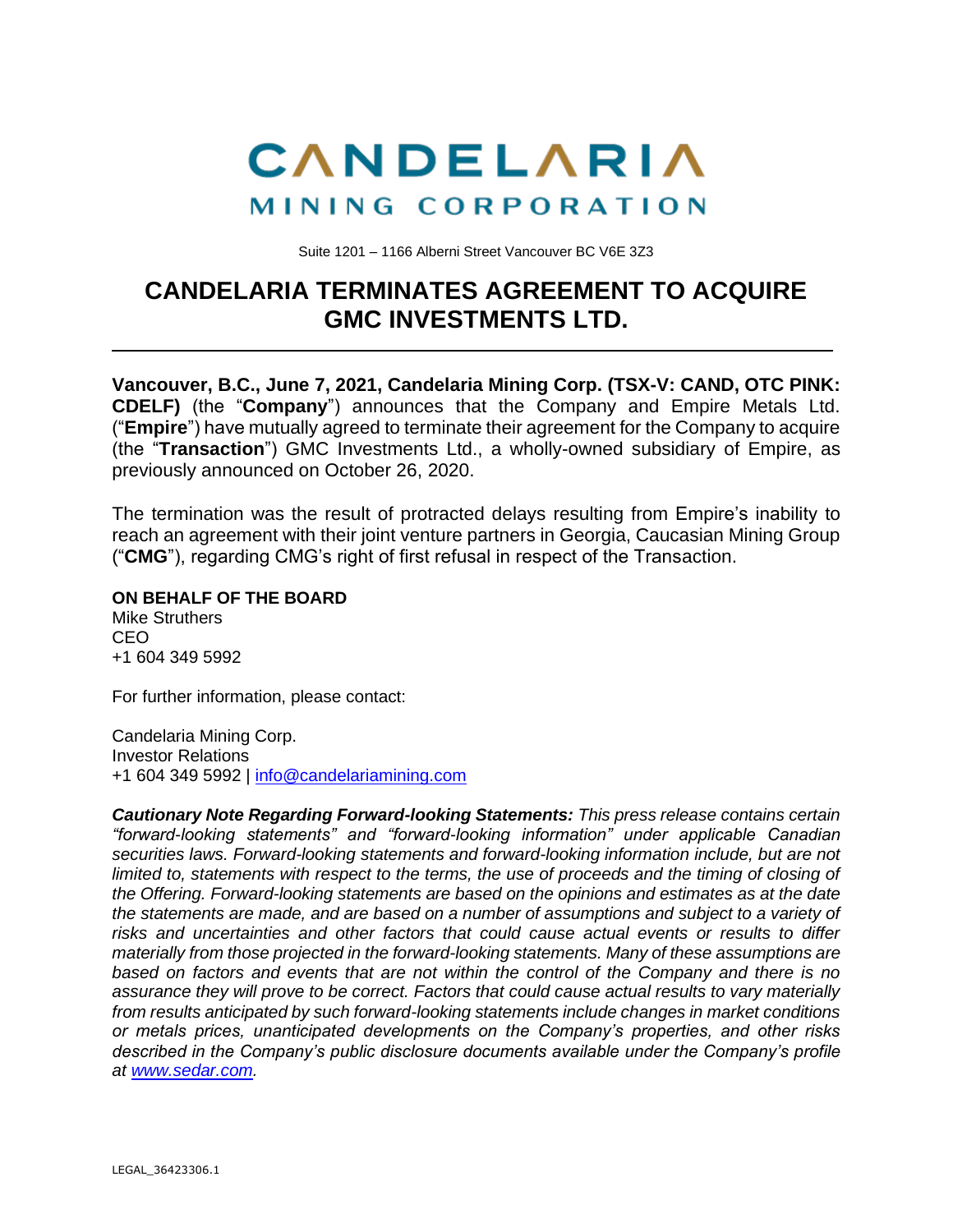# CANDELARIA
## MINING CORPORATION

Suite 1201 – 1166 Alberni Street Vancouver BC V6E 3Z3

# CANDELARIA TERMINATES AGREEMENT TO ACQUIRE GMC INVESTMENTS LTD.

---

**Vancouver, B.C., June 7, 2021, Candelaria Mining Corp. (TSX-V: CAND, OTC PINK: CDELF)** (the "**Company**") announces that the Company and Empire Metals Ltd. ("**Empire**") have mutually agreed to terminate their agreement for the Company to acquire (the "**Transaction**") GMC Investments Ltd., a wholly-owned subsidiary of Empire, as previously announced on October 26, 2020.

The termination was the result of protracted delays resulting from Empire's inability to reach an agreement with their joint venture partners in Georgia, Caucasian Mining Group ("**CMG**"), regarding CMG's right of first refusal in respect of the Transaction.

**ON BEHALF OF THE BOARD**
Mike Struthers
CEO
+1 604 349 5992

For further information, please contact:

Candelaria Mining Corp.
Investor Relations
+1 604 349 5992 | info@candelariamining.com

***Cautionary Note Regarding Forward-looking Statements:*** *This press release contains certain "forward-looking statements" and "forward-looking information" under applicable Canadian securities laws. Forward-looking statements and forward-looking information include, but are not limited to, statements with respect to the terms, the use of proceeds and the timing of closing of the Offering. Forward-looking statements are based on the opinions and estimates as at the date the statements are made, and are based on a number of assumptions and subject to a variety of risks and uncertainties and other factors that could cause actual events or results to differ materially from those projected in the forward-looking statements. Many of these assumptions are based on factors and events that are not within the control of the Company and there is no assurance they will prove to be correct. Factors that could cause actual results to vary materially from results anticipated by such forward-looking statements include changes in market conditions or metals prices, unanticipated developments on the Company's properties, and other risks described in the Company's public disclosure documents available under the Company's profile at www.sedar.com.*

LEGAL_36423306.1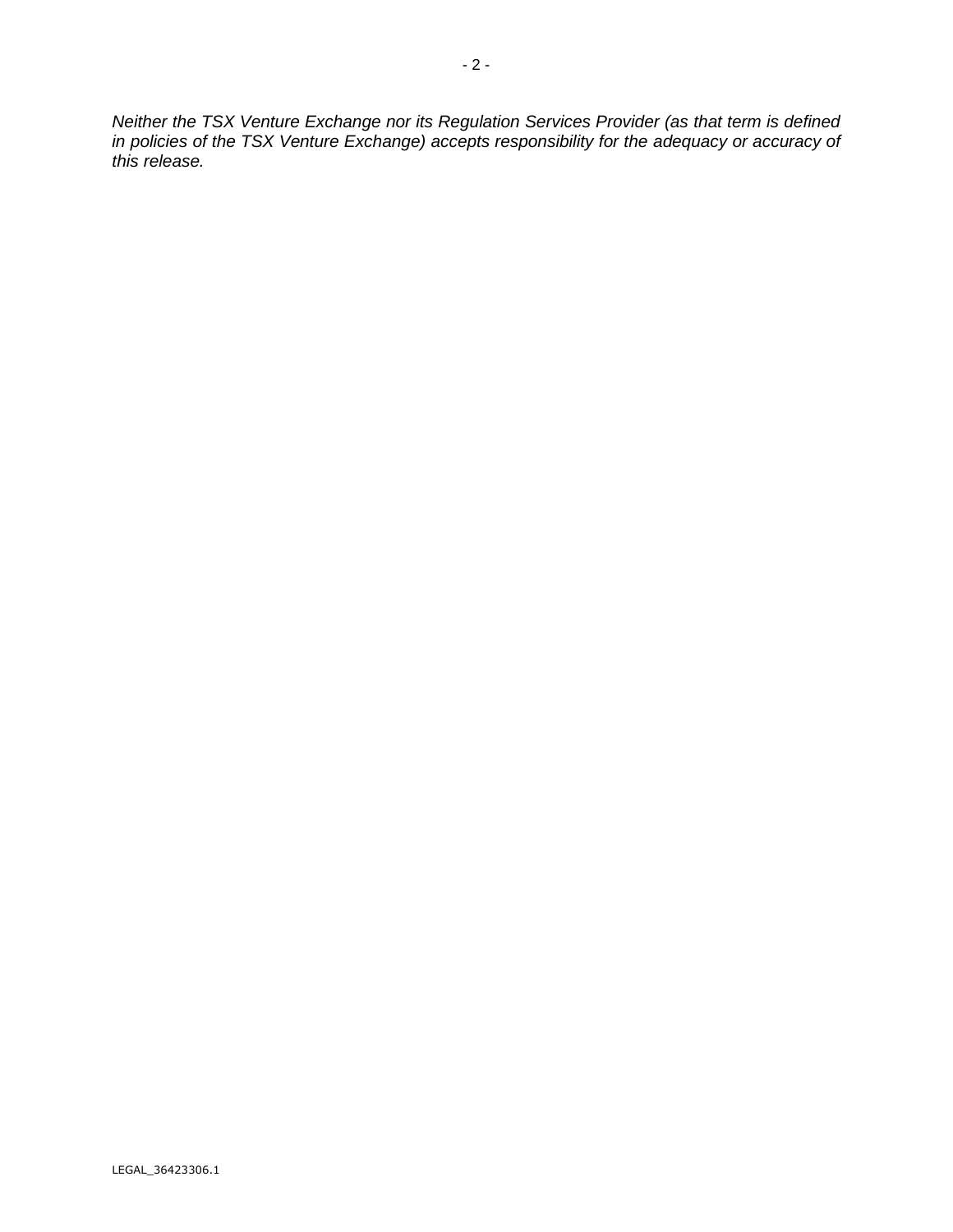*Neither the TSX Venture Exchange nor its Regulation Services Provider (as that term is defined in policies of the TSX Venture Exchange) accepts responsibility for the adequacy or accuracy of this release.*

LEGAL_36423306.1